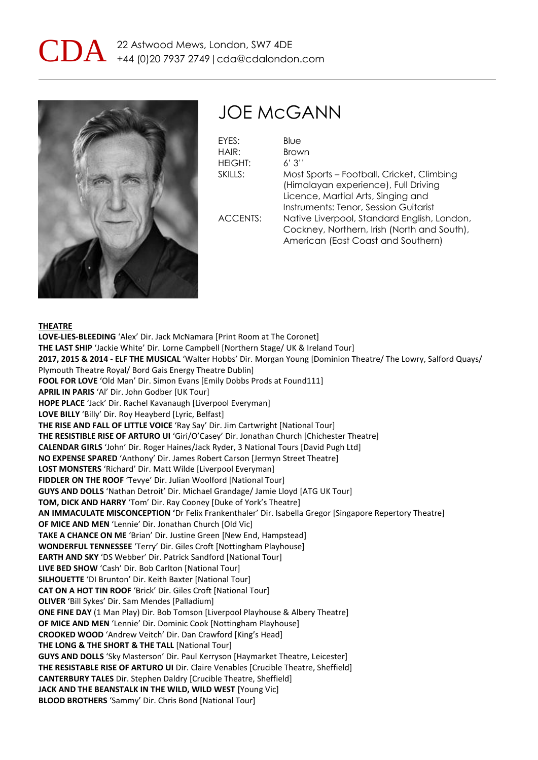CDA 22 Astwood Mews, London, SW7 4DE
+44 (0)20 7937 2749 | cda@cdalondon.com

# JOE McGANN

EYES: Blue
HAIR: Brown
HEIGHT: 6' 3''
SKILLS: Most Sports – Football, Cricket, Climbing (Himalayan experience), Full Driving Licence, Martial Arts, Singing and Instruments: Tenor, Session Guitarist
ACCENTS: Native Liverpool, Standard English, London, Cockney, Northern, Irish (North and South), American (East Coast and Southern)

**THEATRE**

**LOVE-LIES-BLEEDING** 'Alex' Dir. Jack McNamara [Print Room at The Coronet]
**THE LAST SHIP** 'Jackie White' Dir. Lorne Campbell [Northern Stage/ UK & Ireland Tour]
**2017, 2015 & 2014 - ELF THE MUSICAL** 'Walter Hobbs' Dir. Morgan Young [Dominion Theatre/ The Lowry, Salford Quays/ Plymouth Theatre Royal/ Bord Gais Energy Theatre Dublin]
**FOOL FOR LOVE** 'Old Man' Dir. Simon Evans [Emily Dobbs Prods at Found111]
**APRIL IN PARIS** 'Al' Dir. John Godber [UK Tour]
**HOPE PLACE** 'Jack' Dir. Rachel Kavanaugh [Liverpool Everyman]
**LOVE BILLY** 'Billy' Dir. Roy Heayberd [Lyric, Belfast]
**THE RISE AND FALL OF LITTLE VOICE** 'Ray Say' Dir. Jim Cartwright [National Tour]
**THE RESISTIBLE RISE OF ARTURO UI** 'Giri/O'Casey' Dir. Jonathan Church [Chichester Theatre]
**CALENDAR GIRLS** 'John' Dir. Roger Haines/Jack Ryder, 3 National Tours [David Pugh Ltd]
**NO EXPENSE SPARED** 'Anthony' Dir. James Robert Carson [Jermyn Street Theatre]
**LOST MONSTERS** 'Richard' Dir. Matt Wilde [Liverpool Everyman]
**FIDDLER ON THE ROOF** 'Tevye' Dir. Julian Woolford [National Tour]
**GUYS AND DOLLS** 'Nathan Detroit' Dir. Michael Grandage/ Jamie Lloyd [ATG UK Tour]
**TOM, DICK AND HARRY** 'Tom' Dir. Ray Cooney [Duke of York's Theatre]
**AN IMMACULATE MISCONCEPTION '**Dr Felix Frankenthaler' Dir. Isabella Gregor [Singapore Repertory Theatre]
**OF MICE AND MEN** 'Lennie' Dir. Jonathan Church [Old Vic]
**TAKE A CHANCE ON ME** 'Brian' Dir. Justine Green [New End, Hampstead]
**WONDERFUL TENNESSEE** 'Terry' Dir. Giles Croft [Nottingham Playhouse]
**EARTH AND SKY** 'DS Webber' Dir. Patrick Sandford [National Tour]
**LIVE BED SHOW** 'Cash' Dir. Bob Carlton [National Tour]
**SILHOUETTE** 'DI Brunton' Dir. Keith Baxter [National Tour]
**CAT ON A HOT TIN ROOF** 'Brick' Dir. Giles Croft [National Tour]
**OLIVER** 'Bill Sykes' Dir. Sam Mendes [Palladium]
**ONE FINE DAY** (1 Man Play) Dir. Bob Tomson [Liverpool Playhouse & Albery Theatre]
**OF MICE AND MEN** 'Lennie' Dir. Dominic Cook [Nottingham Playhouse]
**CROOKED WOOD** 'Andrew Veitch' Dir. Dan Crawford [King's Head]
**THE LONG & THE SHORT & THE TALL** [National Tour]
**GUYS AND DOLLS** 'Sky Masterson' Dir. Paul Kerryson [Haymarket Theatre, Leicester]
**THE RESISTABLE RISE OF ARTURO UI** Dir. Claire Venables [Crucible Theatre, Sheffield]
**CANTERBURY TALES** Dir. Stephen Daldry [Crucible Theatre, Sheffield]
**JACK AND THE BEANSTALK IN THE WILD, WILD WEST** [Young Vic]
**BLOOD BROTHERS** 'Sammy' Dir. Chris Bond [National Tour]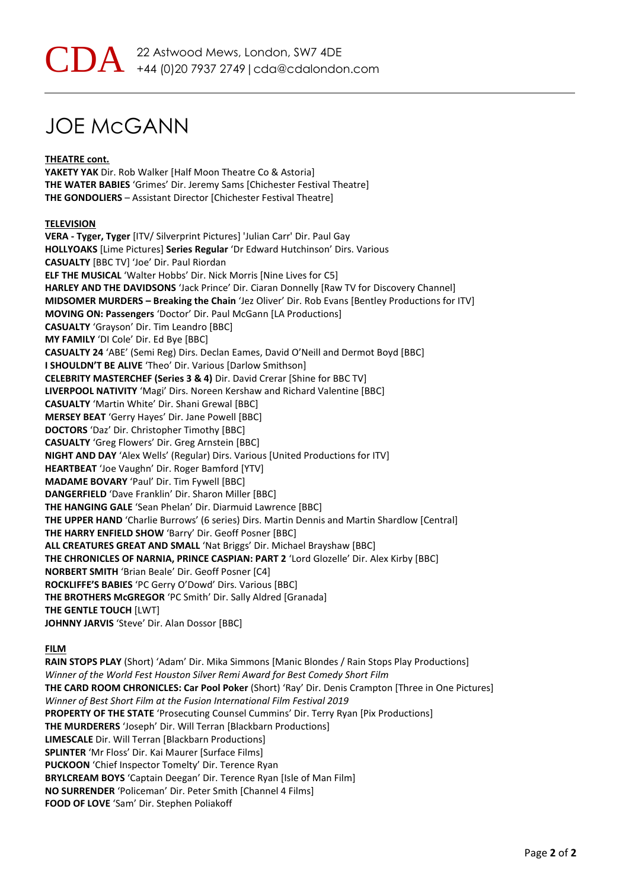CDA 22 Astwood Mews, London, SW7 4DE
+44 (0)20 7937 2749 | cda@cdalondon.com

# JOE McGANN

**THEATRE cont.**
**YAKETY YAK** Dir. Rob Walker [Half Moon Theatre Co & Astoria]
**THE WATER BABIES** 'Grimes' Dir. Jeremy Sams [Chichester Festival Theatre]
**THE GONDOLIERS** – Assistant Director [Chichester Festival Theatre]

**TELEVISION**
**VERA - Tyger, Tyger** [ITV/ Silverprint Pictures] 'Julian Carr' Dir. Paul Gay
**HOLLYOAKS** [Lime Pictures] **Series Regular** 'Dr Edward Hutchinson' Dirs. Various
**CASUALTY** [BBC TV] 'Joe' Dir. Paul Riordan
**ELF THE MUSICAL** 'Walter Hobbs' Dir. Nick Morris [Nine Lives for C5]
**HARLEY AND THE DAVIDSONS** 'Jack Prince' Dir. Ciaran Donnelly [Raw TV for Discovery Channel]
**MIDSOMER MURDERS – Breaking the Chain** 'Jez Oliver' Dir. Rob Evans [Bentley Productions for ITV]
**MOVING ON: Passengers** 'Doctor' Dir. Paul McGann [LA Productions]
**CASUALTY** 'Grayson' Dir. Tim Leandro [BBC]
**MY FAMILY** 'DI Cole' Dir. Ed Bye [BBC]
**CASUALTY 24** 'ABE' (Semi Reg) Dirs. Declan Eames, David O'Neill and Dermot Boyd [BBC]
**I SHOULDN'T BE ALIVE** 'Theo' Dir. Various [Darlow Smithson]
**CELEBRITY MASTERCHEF (Series 3 & 4)** Dir. David Crerar [Shine for BBC TV]
**LIVERPOOL NATIVITY** 'Magi' Dirs. Noreen Kershaw and Richard Valentine [BBC]
**CASUALTY** 'Martin White' Dir. Shani Grewal [BBC]
**MERSEY BEAT** 'Gerry Hayes' Dir. Jane Powell [BBC]
**DOCTORS** 'Daz' Dir. Christopher Timothy [BBC]
**CASUALTY** 'Greg Flowers' Dir. Greg Arnstein [BBC]
**NIGHT AND DAY** 'Alex Wells' (Regular) Dirs. Various [United Productions for ITV]
**HEARTBEAT** 'Joe Vaughn' Dir. Roger Bamford [YTV]
**MADAME BOVARY** 'Paul' Dir. Tim Fywell [BBC]
**DANGERFIELD** 'Dave Franklin' Dir. Sharon Miller [BBC]
**THE HANGING GALE** 'Sean Phelan' Dir. Diarmuid Lawrence [BBC]
**THE UPPER HAND** 'Charlie Burrows' (6 series) Dirs. Martin Dennis and Martin Shardlow [Central]
**THE HARRY ENFIELD SHOW** 'Barry' Dir. Geoff Posner [BBC]
**ALL CREATURES GREAT AND SMALL** 'Nat Briggs' Dir. Michael Brayshaw [BBC]
**THE CHRONICLES OF NARNIA, PRINCE CASPIAN: PART 2** 'Lord Glozelle' Dir. Alex Kirby [BBC]
**NORBERT SMITH** 'Brian Beale' Dir. Geoff Posner [C4]
**ROCKLIFFE'S BABIES** 'PC Gerry O'Dowd' Dirs. Various [BBC]
**THE BROTHERS McGREGOR** 'PC Smith' Dir. Sally Aldred [Granada]
**THE GENTLE TOUCH** [LWT]
**JOHNNY JARVIS** 'Steve' Dir. Alan Dossor [BBC]

**FILM**
**RAIN STOPS PLAY** (Short) 'Adam' Dir. Mika Simmons [Manic Blondes / Rain Stops Play Productions]
*Winner of the World Fest Houston Silver Remi Award for Best Comedy Short Film*
**THE CARD ROOM CHRONICLES: Car Pool Poker** (Short) 'Ray' Dir. Denis Crampton [Three in One Pictures]
*Winner of Best Short Film at the Fusion International Film Festival 2019*
**PROPERTY OF THE STATE** 'Prosecuting Counsel Cummins' Dir. Terry Ryan [Pix Productions]
**THE MURDERERS** 'Joseph' Dir. Will Terran [Blackbarn Productions]
**LIMESCALE** Dir. Will Terran [Blackbarn Productions]
**SPLINTER** 'Mr Floss' Dir. Kai Maurer [Surface Films]
**PUCKOON** 'Chief Inspector Tomelty' Dir. Terence Ryan
**BRYLCREAM BOYS** 'Captain Deegan' Dir. Terence Ryan [Isle of Man Film]
**NO SURRENDER** 'Policeman' Dir. Peter Smith [Channel 4 Films]
**FOOD OF LOVE** 'Sam' Dir. Stephen Poliakoff